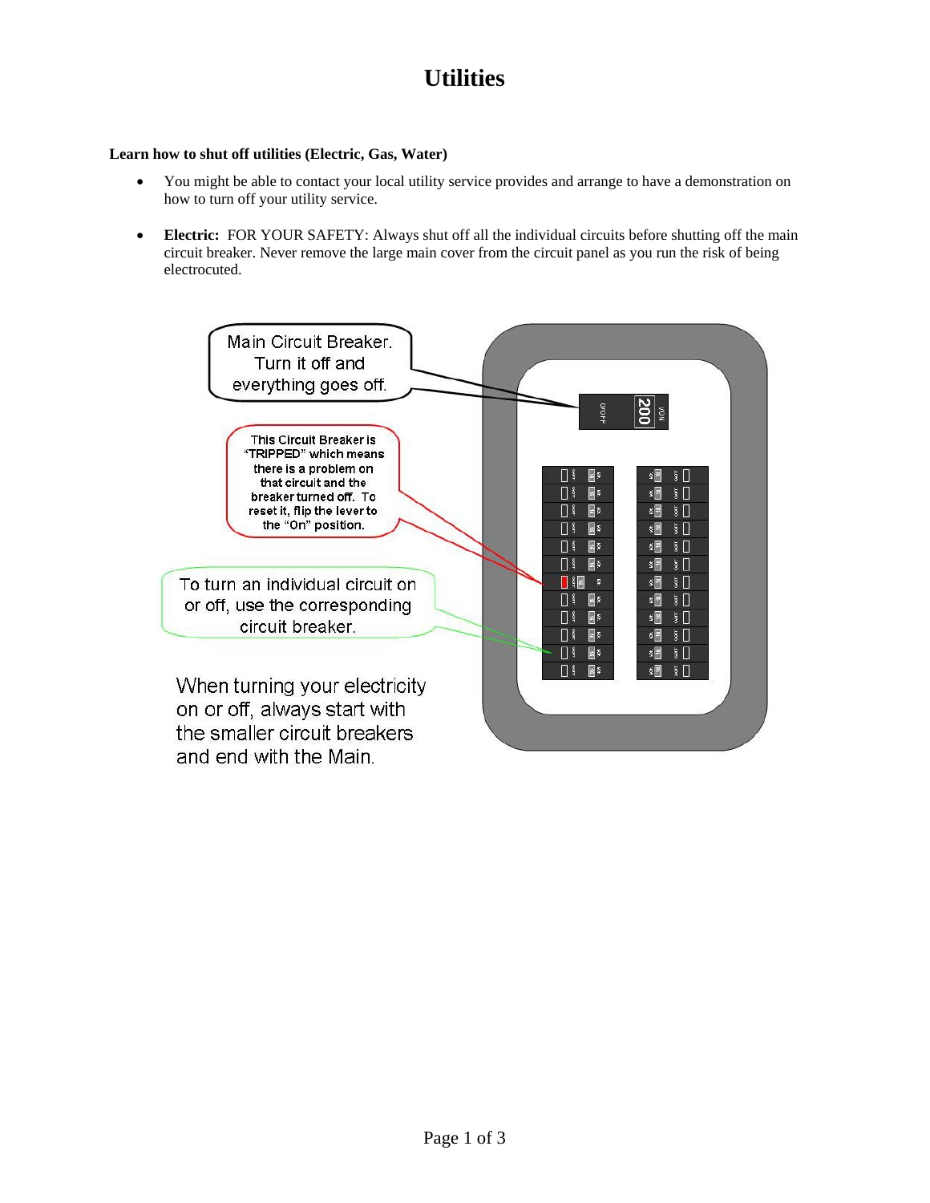# Utilities

**Learn how to shut off utilities (Electric, Gas, Water)**

- You might be able to contact your local utility service provides and arrange to have a demonstration on how to turn off your utility service.
- **Electric:** FOR YOUR SAFETY: Always shut off all the individual circuits before shutting off the main circuit breaker. Never remove the large main cover from the circuit panel as you run the risk of being electrocuted.

Main Circuit Breaker. Turn it off and everything goes off.

This Circuit Breaker is "TRIPPED" which means there is a problem on that circuit and the breaker turned off. To reset it, flip the lever to the "On" position.

To turn an individual circuit on or off, use the corresponding circuit breaker.

When turning your electricity on or off, always start with the smaller circuit breakers and end with the Main.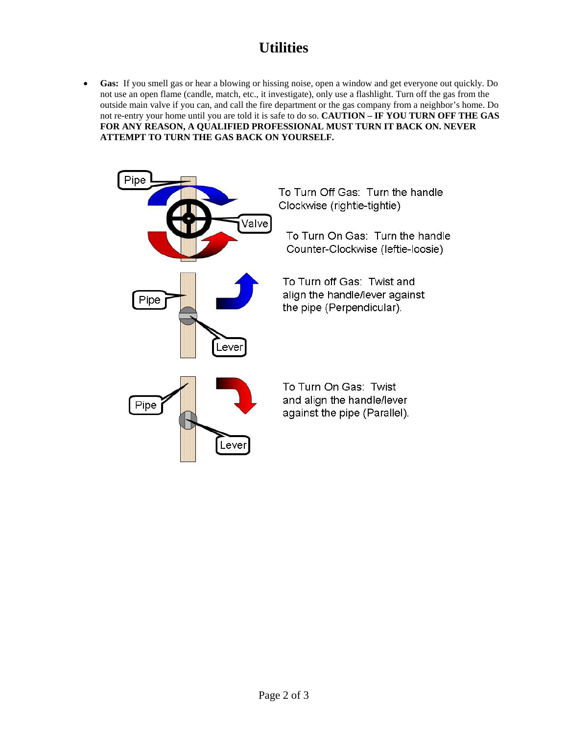# Utilities

- **Gas:** If you smell gas or hear a blowing or hissing noise, open a window and get everyone out quickly. Do not use an open flame (candle, match, etc., it investigate), only use a flashlight. Turn off the gas from the outside main valve if you can, and call the fire department or the gas company from a neighbor's home. Do not re-entry your home until you are told it is safe to do so. **CAUTION – IF YOU TURN OFF THE GAS FOR ANY REASON, A QUALIFIED PROFESSIONAL MUST TURN IT BACK ON. NEVER ATTEMPT TO TURN THE GAS BACK ON YOURSELF.**

Pipe

Valve

To Turn Off Gas: Turn the handle Clockwise (rightie-tightie)

To Turn On Gas: Turn the handle Counter-Clockwise (leftie-loosie)

Pipe

Lever

To Turn off Gas: Twist and align the handle/lever against the pipe (Perpendicular).

Pipe

Lever

To Turn On Gas: Twist and align the handle/lever against the pipe (Parallel).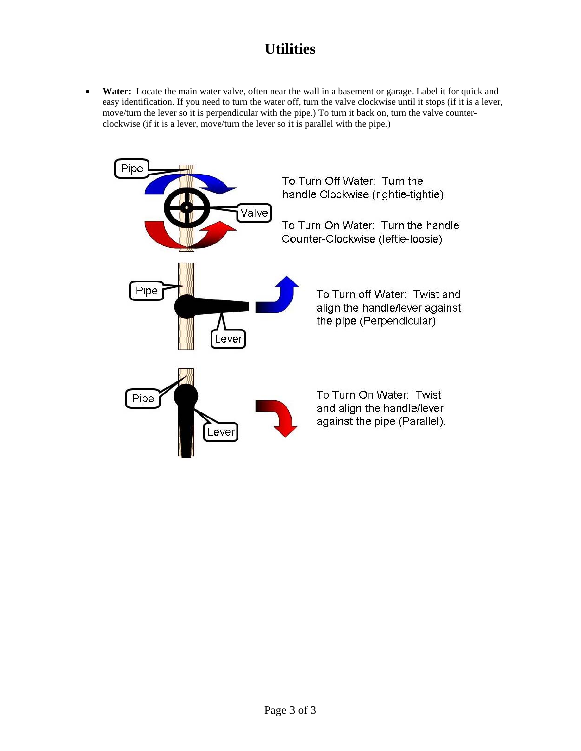# Utilities

- **Water:** Locate the main water valve, often near the wall in a basement or garage. Label it for quick and easy identification. If you need to turn the water off, turn the valve clockwise until it stops (if it is a lever, move/turn the lever so it is perpendicular with the pipe.) To turn it back on, turn the valve counter-clockwise (if it is a lever, move/turn the lever so it is parallel with the pipe.)

Pipe

Valve

To Turn Off Water: Turn the handle Clockwise (rightie-tightie)

To Turn On Water: Turn the handle Counter-Clockwise (leftie-loosie)

Pipe

Lever

To Turn off Water: Twist and align the handle/lever against the pipe (Perpendicular).

Pipe

Lever

To Turn On Water: Twist and align the handle/lever against the pipe (Parallel).